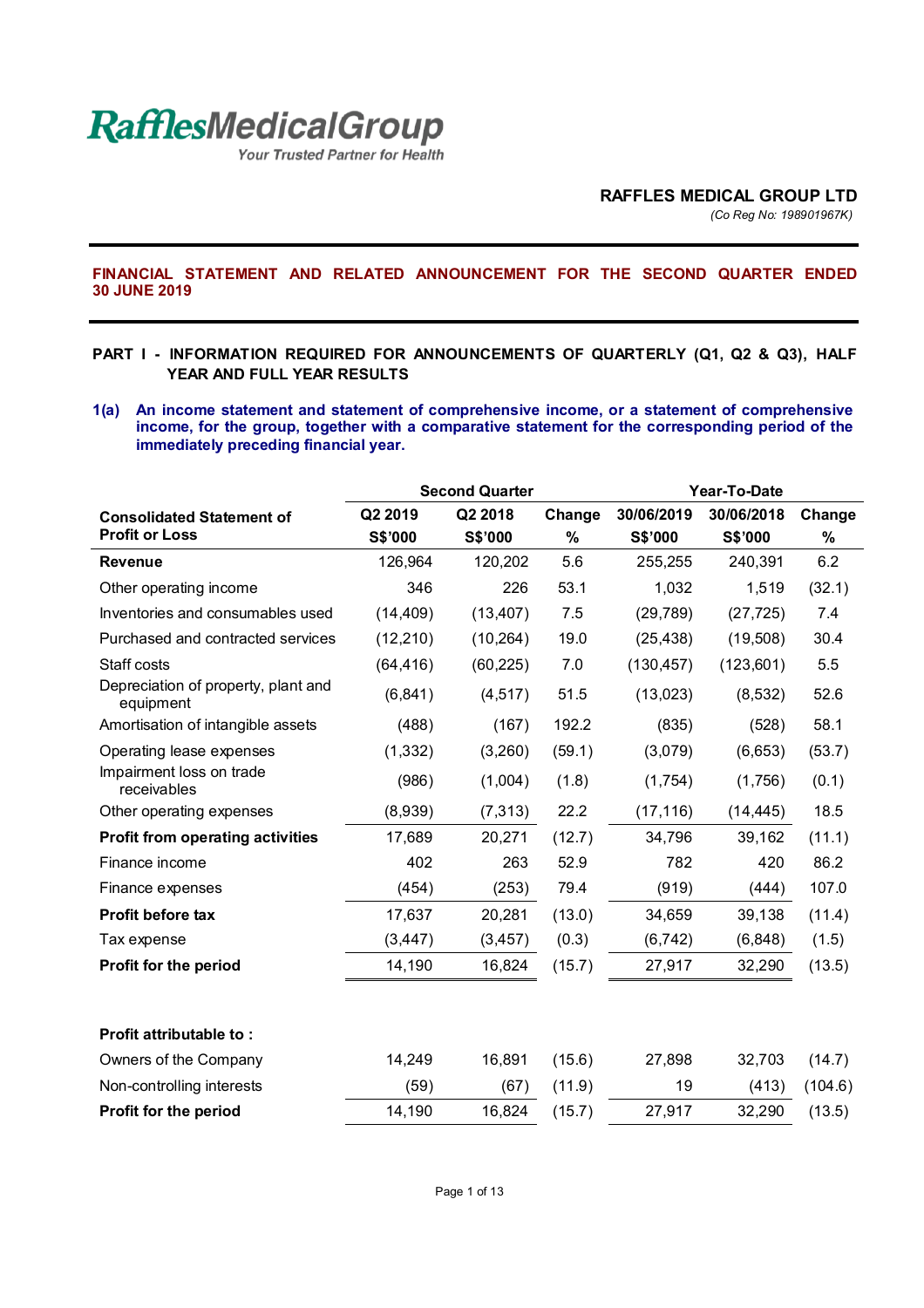**RafflesMedicalGroup**
*Your Trusted Partner for Health*

**RAFFLES MEDICAL GROUP LTD**
*(Co Reg No: 198901967K)*

## FINANCIAL STATEMENT AND RELATED ANNOUNCEMENT FOR THE SECOND QUARTER ENDED 30 JUNE 2019

### PART I - INFORMATION REQUIRED FOR ANNOUNCEMENTS OF QUARTERLY (Q1, Q2 & Q3), HALF YEAR AND FULL YEAR RESULTS

**1(a) An income statement and statement of comprehensive income, or a statement of comprehensive income, for the group, together with a comparative statement for the corresponding period of the immediately preceding financial year.**

| | Second Quarter | | | Year-To-Date | | |
|---|---|---|---|---|---|---|
| **Consolidated Statement of Profit or Loss** | **Q2 2019 S$'000** | **Q2 2018 S$'000** | **Change %** | **30/06/2019 S$'000** | **30/06/2018 S$'000** | **Change %** |
| **Revenue** | 126,964 | 120,202 | 5.6 | 255,255 | 240,391 | 6.2 |
| Other operating income | 346 | 226 | 53.1 | 1,032 | 1,519 | (32.1) |
| Inventories and consumables used | (14,409) | (13,407) | 7.5 | (29,789) | (27,725) | 7.4 |
| Purchased and contracted services | (12,210) | (10,264) | 19.0 | (25,438) | (19,508) | 30.4 |
| Staff costs | (64,416) | (60,225) | 7.0 | (130,457) | (123,601) | 5.5 |
| Depreciation of property, plant and equipment | (6,841) | (4,517) | 51.5 | (13,023) | (8,532) | 52.6 |
| Amortisation of intangible assets | (488) | (167) | 192.2 | (835) | (528) | 58.1 |
| Operating lease expenses | (1,332) | (3,260) | (59.1) | (3,079) | (6,653) | (53.7) |
| Impairment loss on trade receivables | (986) | (1,004) | (1.8) | (1,754) | (1,756) | (0.1) |
| Other operating expenses | (8,939) | (7,313) | 22.2 | (17,116) | (14,445) | 18.5 |
| **Profit from operating activities** | 17,689 | 20,271 | (12.7) | 34,796 | 39,162 | (11.1) |
| Finance income | 402 | 263 | 52.9 | 782 | 420 | 86.2 |
| Finance expenses | (454) | (253) | 79.4 | (919) | (444) | 107.0 |
| **Profit before tax** | 17,637 | 20,281 | (13.0) | 34,659 | 39,138 | (11.4) |
| Tax expense | (3,447) | (3,457) | (0.3) | (6,742) | (6,848) | (1.5) |
| **Profit for the period** | 14,190 | 16,824 | (15.7) | 27,917 | 32,290 | (13.5) |
| | | | | | | |
| **Profit attributable to :** | | | | | | |
| Owners of the Company | 14,249 | 16,891 | (15.6) | 27,898 | 32,703 | (14.7) |
| Non-controlling interests | (59) | (67) | (11.9) | 19 | (413) | (104.6) |
| **Profit for the period** | 14,190 | 16,824 | (15.7) | 27,917 | 32,290 | (13.5) |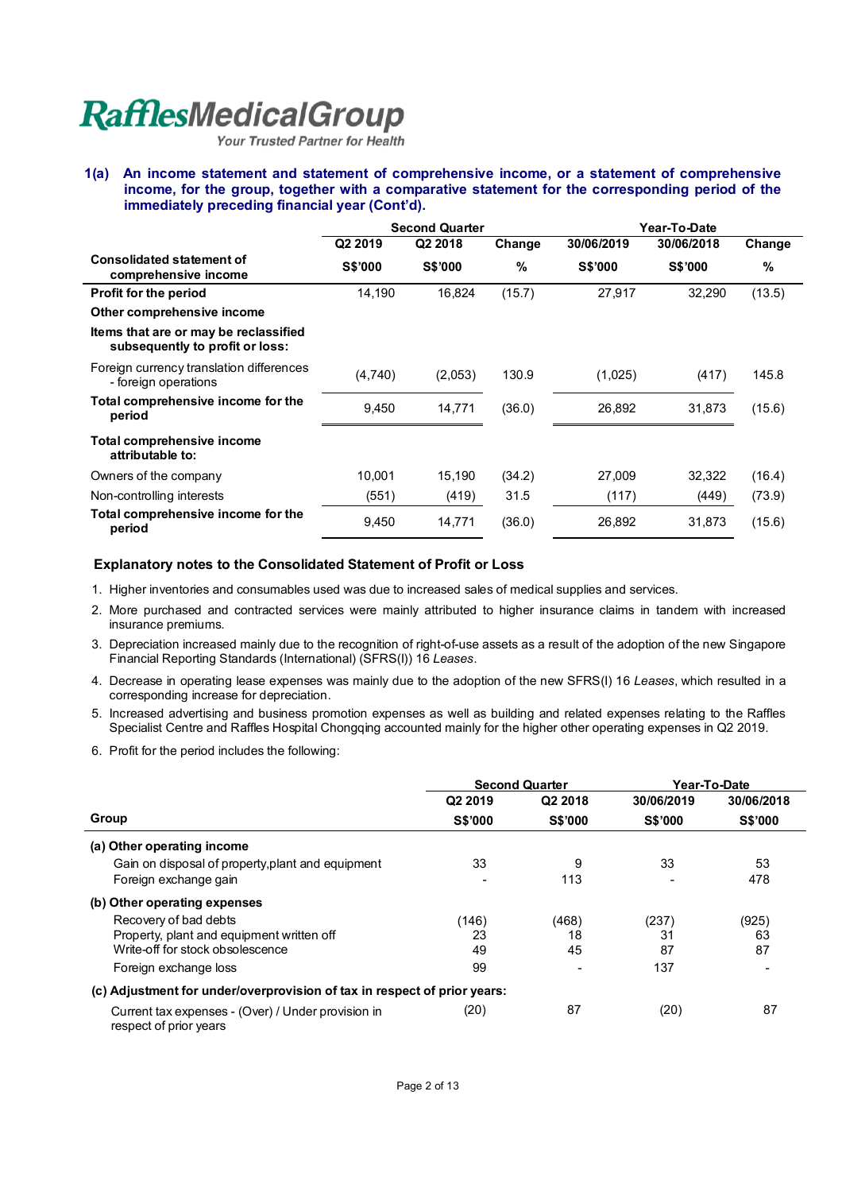RafflesMedicalGroup

Your Trusted Partner for Health

### 1(a) An income statement and statement of comprehensive income, or a statement of comprehensive income, for the group, together with a comparative statement for the corresponding period of the immediately preceding financial year (Cont'd).

| Consolidated statement of comprehensive income | Second Quarter | | | Year-To-Date | | |
|---|---|---|---|---|---|---|
| | Q2 2019 | Q2 2018 | Change | 30/06/2019 | 30/06/2018 | Change |
| | S$'000 | S$'000 | % | S$'000 | S$'000 | % |
| **Profit for the period** | 14,190 | 16,824 | (15.7) | 27,917 | 32,290 | (13.5) |
| **Other comprehensive income** | | | | | | |
| **Items that are or may be reclassified subsequently to profit or loss:** | | | | | | |
| Foreign currency translation differences - foreign operations | (4,740) | (2,053) | 130.9 | (1,025) | (417) | 145.8 |
| **Total comprehensive income for the period** | 9,450 | 14,771 | (36.0) | 26,892 | 31,873 | (15.6) |
| **Total comprehensive income attributable to:** | | | | | | |
| Owners of the company | 10,001 | 15,190 | (34.2) | 27,009 | 32,322 | (16.4) |
| Non-controlling interests | (551) | (419) | 31.5 | (117) | (449) | (73.9) |
| **Total comprehensive income for the period** | 9,450 | 14,771 | (36.0) | 26,892 | 31,873 | (15.6) |

### Explanatory notes to the Consolidated Statement of Profit or Loss

1. Higher inventories and consumables used was due to increased sales of medical supplies and services.
2. More purchased and contracted services were mainly attributed to higher insurance claims in tandem with increased insurance premiums.
3. Depreciation increased mainly due to the recognition of right-of-use assets as a result of the adoption of the new Singapore Financial Reporting Standards (International) (SFRS(I)) 16 *Leases*.
4. Decrease in operating lease expenses was mainly due to the adoption of the new SFRS(I) 16 *Leases*, which resulted in a corresponding increase for depreciation.
5. Increased advertising and business promotion expenses as well as building and related expenses relating to the Raffles Specialist Centre and Raffles Hospital Chongqing accounted mainly for the higher other operating expenses in Q2 2019.
6. Profit for the period includes the following:

| Group | Second Quarter | | Year-To-Date | |
|---|---|---|---|---|
| | Q2 2019 | Q2 2018 | 30/06/2019 | 30/06/2018 |
| | S$'000 | S$'000 | S$'000 | S$'000 |
| **(a) Other operating income** | | | | |
| Gain on disposal of property,plant and equipment | 33 | 9 | 33 | 53 |
| Foreign exchange gain | - | 113 | - | 478 |
| **(b) Other operating expenses** | | | | |
| Recovery of bad debts | (146) | (468) | (237) | (925) |
| Property, plant and equipment written off | 23 | 18 | 31 | 63 |
| Write-off for stock obsolescence | 49 | 45 | 87 | 87 |
| Foreign exchange loss | 99 | - | 137 | - |
| **(c) Adjustment for under/overprovision of tax in respect of prior years:** | | | | |
| Current tax expenses - (Over) / Under provision in respect of prior years | (20) | 87 | (20) | 87 |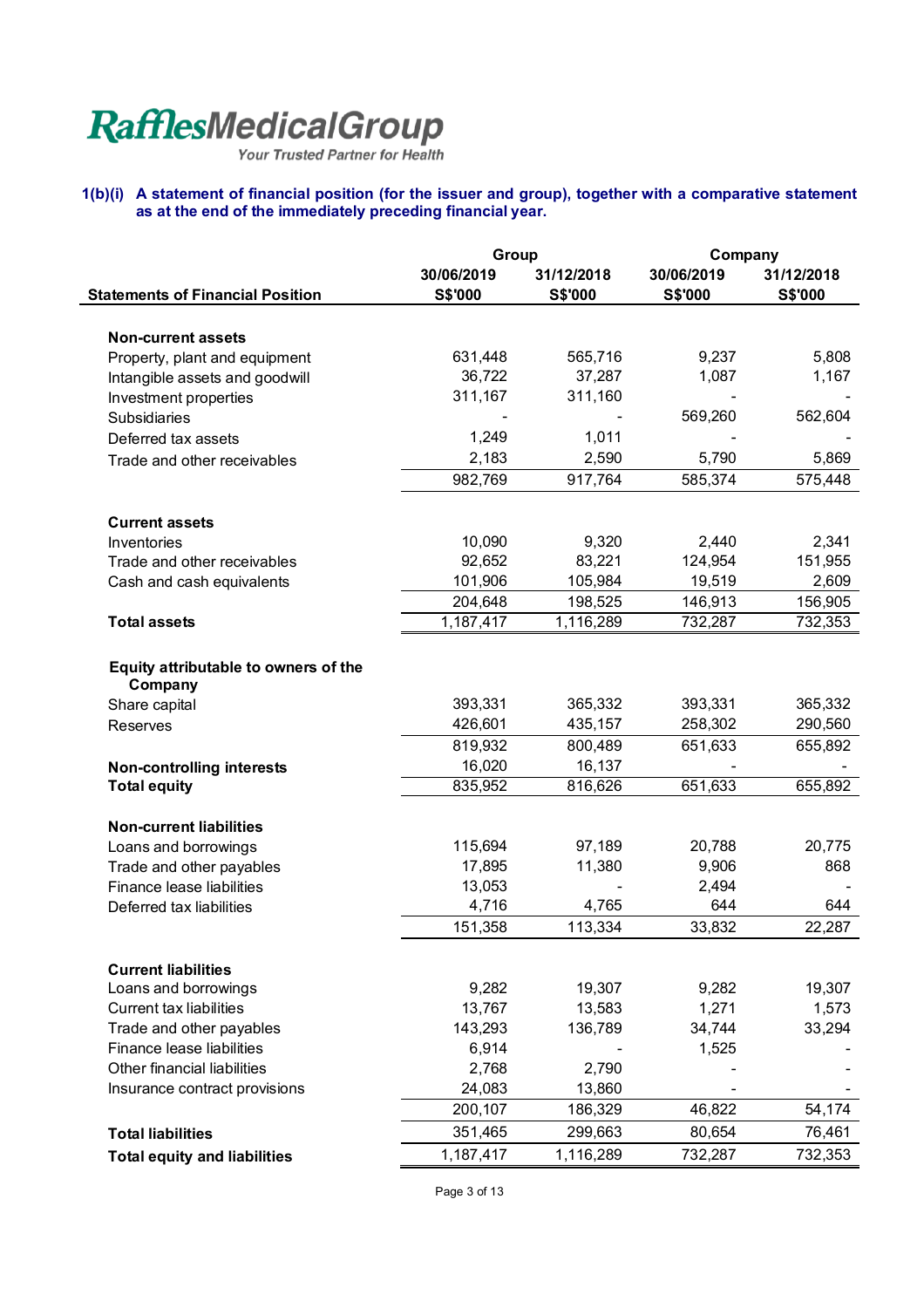**RafflesMedicalGroup**
*Your Trusted Partner for Health*

**1(b)(i) A statement of financial position (for the issuer and group), together with a comparative statement as at the end of the immediately preceding financial year.**

| Statements of Financial Position | Group | | Company | |
|---|---|---|---|---|
| | 30/06/2019 S$'000 | 31/12/2018 S$'000 | 30/06/2019 S$'000 | 31/12/2018 S$'000 |
| **Non-current assets** | | | | |
| Property, plant and equipment | 631,448 | 565,716 | 9,237 | 5,808 |
| Intangible assets and goodwill | 36,722 | 37,287 | 1,087 | 1,167 |
| Investment properties | 311,167 | 311,160 | - | - |
| Subsidiaries | - | - | 569,260 | 562,604 |
| Deferred tax assets | 1,249 | 1,011 | - | - |
| Trade and other receivables | 2,183 | 2,590 | 5,790 | 5,869 |
| | 982,769 | 917,764 | 585,374 | 575,448 |
| **Current assets** | | | | |
| Inventories | 10,090 | 9,320 | 2,440 | 2,341 |
| Trade and other receivables | 92,652 | 83,221 | 124,954 | 151,955 |
| Cash and cash equivalents | 101,906 | 105,984 | 19,519 | 2,609 |
| | 204,648 | 198,525 | 146,913 | 156,905 |
| **Total assets** | 1,187,417 | 1,116,289 | 732,287 | 732,353 |
| **Equity attributable to owners of the Company** | | | | |
| Share capital | 393,331 | 365,332 | 393,331 | 365,332 |
| Reserves | 426,601 | 435,157 | 258,302 | 290,560 |
| | 819,932 | 800,489 | 651,633 | 655,892 |
| **Non-controlling interests** | 16,020 | 16,137 | - | - |
| **Total equity** | 835,952 | 816,626 | 651,633 | 655,892 |
| **Non-current liabilities** | | | | |
| Loans and borrowings | 115,694 | 97,189 | 20,788 | 20,775 |
| Trade and other payables | 17,895 | 11,380 | 9,906 | 868 |
| Finance lease liabilities | 13,053 | - | 2,494 | - |
| Deferred tax liabilities | 4,716 | 4,765 | 644 | 644 |
| | 151,358 | 113,334 | 33,832 | 22,287 |
| **Current liabilities** | | | | |
| Loans and borrowings | 9,282 | 19,307 | 9,282 | 19,307 |
| Current tax liabilities | 13,767 | 13,583 | 1,271 | 1,573 |
| Trade and other payables | 143,293 | 136,789 | 34,744 | 33,294 |
| Finance lease liabilities | 6,914 | - | 1,525 | - |
| Other financial liabilities | 2,768 | 2,790 | - | - |
| Insurance contract provisions | 24,083 | 13,860 | - | - |
| | 200,107 | 186,329 | 46,822 | 54,174 |
| **Total liabilities** | 351,465 | 299,663 | 80,654 | 76,461 |
| **Total equity and liabilities** | 1,187,417 | 1,116,289 | 732,287 | 732,353 |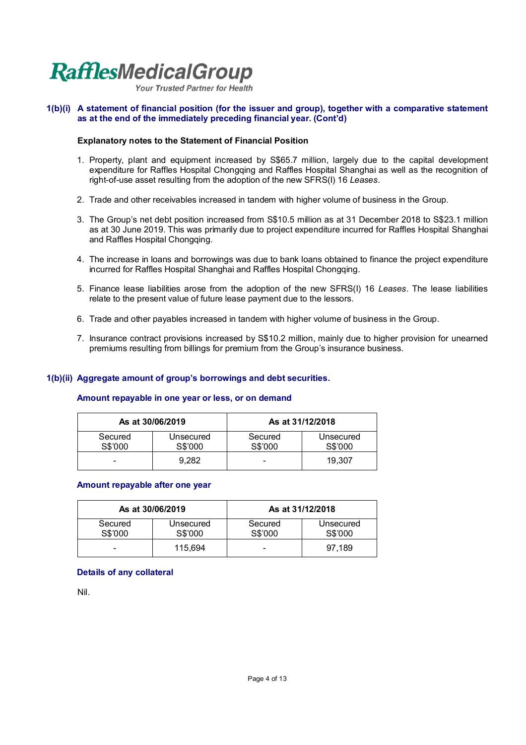**1(b)(i) A statement of financial position (for the issuer and group), together with a comparative statement as at the end of the immediately preceding financial year. (Cont'd)**

**Explanatory notes to the Statement of Financial Position**

1. Property, plant and equipment increased by S$65.7 million, largely due to the capital development expenditure for Raffles Hospital Chongqing and Raffles Hospital Shanghai as well as the recognition of right-of-use asset resulting from the adoption of the new SFRS(I) 16 *Leases*.

2. Trade and other receivables increased in tandem with higher volume of business in the Group.

3. The Group's net debt position increased from S$10.5 million as at 31 December 2018 to S$23.1 million as at 30 June 2019. This was primarily due to project expenditure incurred for Raffles Hospital Shanghai and Raffles Hospital Chongqing.

4. The increase in loans and borrowings was due to bank loans obtained to finance the project expenditure incurred for Raffles Hospital Shanghai and Raffles Hospital Chongqing.

5. Finance lease liabilities arose from the adoption of the new SFRS(I) 16 *Leases*. The lease liabilities relate to the present value of future lease payment due to the lessors.

6. Trade and other payables increased in tandem with higher volume of business in the Group.

7. Insurance contract provisions increased by S$10.2 million, mainly due to higher provision for unearned premiums resulting from billings for premium from the Group's insurance business.

**1(b)(ii) Aggregate amount of group's borrowings and debt securities.**

**Amount repayable in one year or less, or on demand**

| As at 30/06/2019 | | As at 31/12/2018 | |
|---|---|---|---|
| Secured S$'000 | Unsecured S$'000 | Secured S$'000 | Unsecured S$'000 |
| - | 9,282 | - | 19,307 |

**Amount repayable after one year**

| As at 30/06/2019 | | As at 31/12/2018 | |
|---|---|---|---|
| Secured S$'000 | Unsecured S$'000 | Secured S$'000 | Unsecured S$'000 |
| - | 115,694 | - | 97,189 |

**Details of any collateral**

Nil.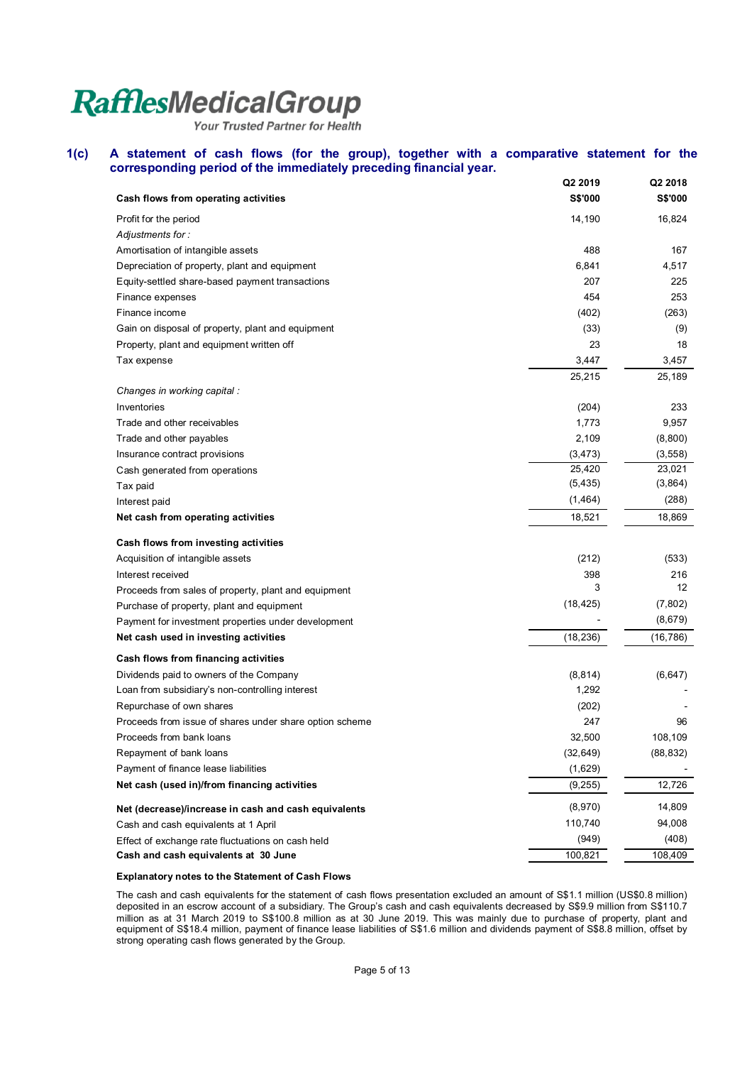**1(c) A statement of cash flows (for the group), together with a comparative statement for the corresponding period of the immediately preceding financial year.**

| | Q2 2019 | Q2 2018 |
|---|---|---|
| **Cash flows from operating activities** | **S$'000** | **S$'000** |
| Profit for the period | 14,190 | 16,824 |
| *Adjustments for :* | | |
| Amortisation of intangible assets | 488 | 167 |
| Depreciation of property, plant and equipment | 6,841 | 4,517 |
| Equity-settled share-based payment transactions | 207 | 225 |
| Finance expenses | 454 | 253 |
| Finance income | (402) | (263) |
| Gain on disposal of property, plant and equipment | (33) | (9) |
| Property, plant and equipment written off | 23 | 18 |
| Tax expense | 3,447 | 3,457 |
| | 25,215 | 25,189 |
| *Changes in working capital :* | | |
| Inventories | (204) | 233 |
| Trade and other receivables | 1,773 | 9,957 |
| Trade and other payables | 2,109 | (8,800) |
| Insurance contract provisions | (3,473) | (3,558) |
| Cash generated from operations | 25,420 | 23,021 |
| Tax paid | (5,435) | (3,864) |
| Interest paid | (1,464) | (288) |
| **Net cash from operating activities** | 18,521 | 18,869 |
| **Cash flows from investing activities** | | |
| Acquisition of intangible assets | (212) | (533) |
| Interest received | 398 | 216 |
| Proceeds from sales of property, plant and equipment | 3 | 12 |
| Purchase of property, plant and equipment | (18,425) | (7,802) |
| Payment for investment properties under development | - | (8,679) |
| **Net cash used in investing activities** | (18,236) | (16,786) |
| **Cash flows from financing activities** | | |
| Dividends paid to owners of the Company | (8,814) | (6,647) |
| Loan from subsidiary's non-controlling interest | 1,292 | - |
| Repurchase of own shares | (202) | - |
| Proceeds from issue of shares under share option scheme | 247 | 96 |
| Proceeds from bank loans | 32,500 | 108,109 |
| Repayment of bank loans | (32,649) | (88,832) |
| Payment of finance lease liabilities | (1,629) | - |
| **Net cash (used in)/from financing activities** | (9,255) | 12,726 |
| **Net (decrease)/increase in cash and cash equivalents** | (8,970) | 14,809 |
| Cash and cash equivalents at 1 April | 110,740 | 94,008 |
| Effect of exchange rate fluctuations on cash held | (949) | (408) |
| **Cash and cash equivalents at 30 June** | 100,821 | 108,409 |

**Explanatory notes to the Statement of Cash Flows**

The cash and cash equivalents for the statement of cash flows presentation excluded an amount of S$1.1 million (US$0.8 million) deposited in an escrow account of a subsidiary. The Group's cash and cash equivalents decreased by S$9.9 million from S$110.7 million as at 31 March 2019 to S$100.8 million as at 30 June 2019. This was mainly due to purchase of property, plant and equipment of S$18.4 million, payment of finance lease liabilities of S$1.6 million and dividends payment of S$8.8 million, offset by strong operating cash flows generated by the Group.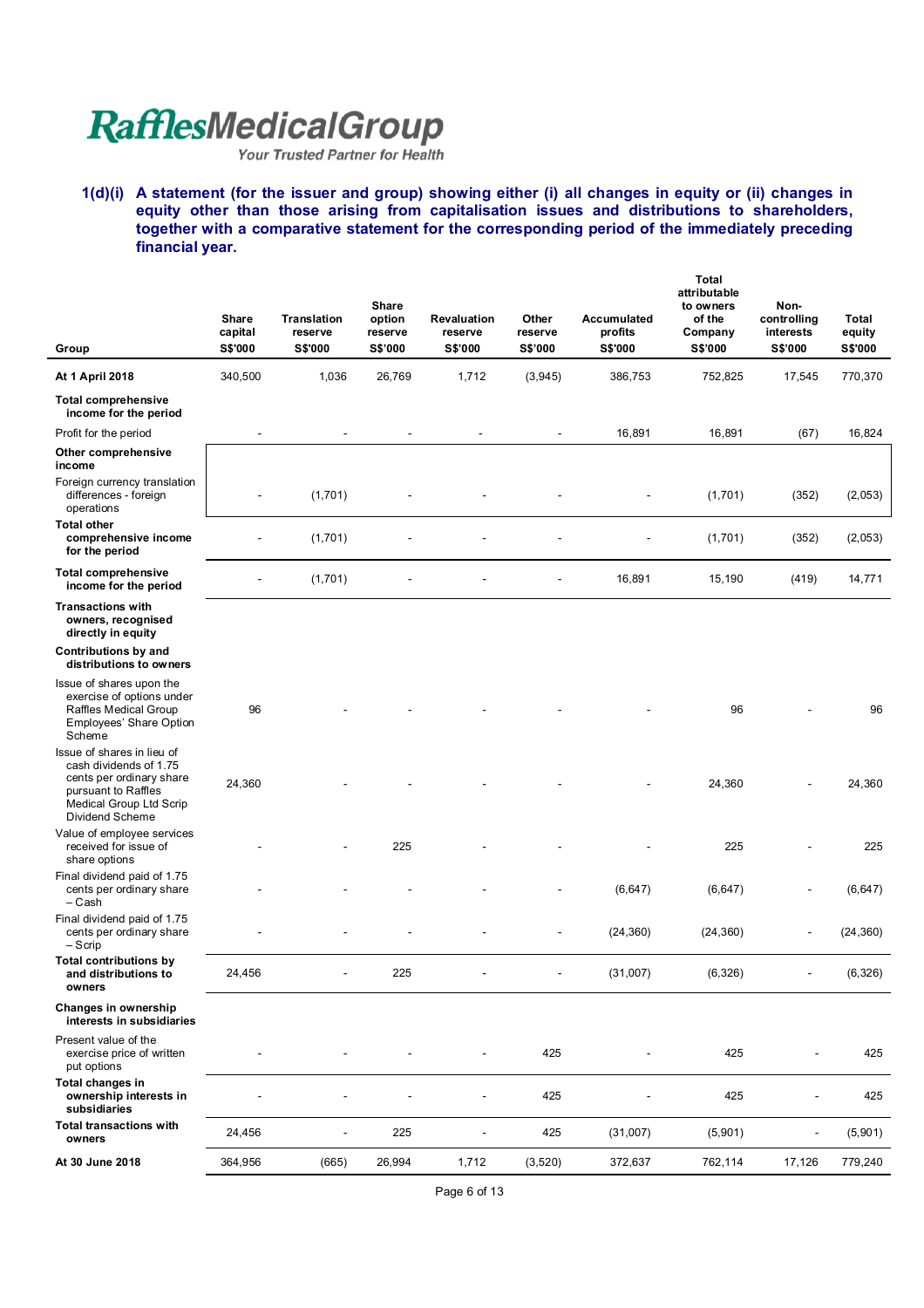**1(d)(i) A statement (for the issuer and group) showing either (i) all changes in equity or (ii) changes in equity other than those arising from capitalisation issues and distributions to shareholders, together with a comparative statement for the corresponding period of the immediately preceding financial year.**

| Group | Share capital S$'000 | Translation reserve S$'000 | Share option reserve S$'000 | Revaluation reserve S$'000 | Other reserve S$'000 | Accumulated profits S$'000 | Total attributable to owners of the Company S$'000 | Non-controlling interests S$'000 | Total equity S$'000 |
|---|---|---|---|---|---|---|---|---|---|
| **At 1 April 2018** | 340,500 | 1,036 | 26,769 | 1,712 | (3,945) | 386,753 | 752,825 | 17,545 | 770,370 |
| **Total comprehensive income for the period** | | | | | | | | | |
| Profit for the period | - | - | - | - | - | 16,891 | 16,891 | (67) | 16,824 |
| **Other comprehensive income** | | | | | | | | | |
| Foreign currency translation differences - foreign operations | - | (1,701) | - | - | - | - | (1,701) | (352) | (2,053) |
| **Total other comprehensive income for the period** | - | (1,701) | - | - | - | - | (1,701) | (352) | (2,053) |
| **Total comprehensive income for the period** | - | (1,701) | - | - | - | 16,891 | 15,190 | (419) | 14,771 |
| **Transactions with owners, recognised directly in equity** | | | | | | | | | |
| **Contributions by and distributions to owners** | | | | | | | | | |
| Issue of shares upon the exercise of options under Raffles Medical Group Employees' Share Option Scheme | 96 | - | - | - | - | - | 96 | - | 96 |
| Issue of shares in lieu of cash dividends of 1.75 cents per ordinary share pursuant to Raffles Medical Group Ltd Scrip Dividend Scheme | 24,360 | - | - | - | - | - | 24,360 | - | 24,360 |
| Value of employee services received for issue of share options | - | - | 225 | - | - | - | 225 | - | 225 |
| Final dividend paid of 1.75 cents per ordinary share – Cash | - | - | - | - | - | (6,647) | (6,647) | - | (6,647) |
| Final dividend paid of 1.75 cents per ordinary share – Scrip | - | - | - | - | - | (24,360) | (24,360) | - | (24,360) |
| **Total contributions by and distributions to owners** | 24,456 | - | 225 | - | - | (31,007) | (6,326) | - | (6,326) |
| **Changes in ownership interests in subsidiaries** | | | | | | | | | |
| Present value of the exercise price of written put options | - | - | - | - | 425 | - | 425 | - | 425 |
| **Total changes in ownership interests in subsidiaries** | - | - | - | - | 425 | - | 425 | - | 425 |
| **Total transactions with owners** | 24,456 | - | 225 | - | 425 | (31,007) | (5,901) | - | (5,901) |
| **At 30 June 2018** | 364,956 | (665) | 26,994 | 1,712 | (3,520) | 372,637 | 762,114 | 17,126 | 779,240 |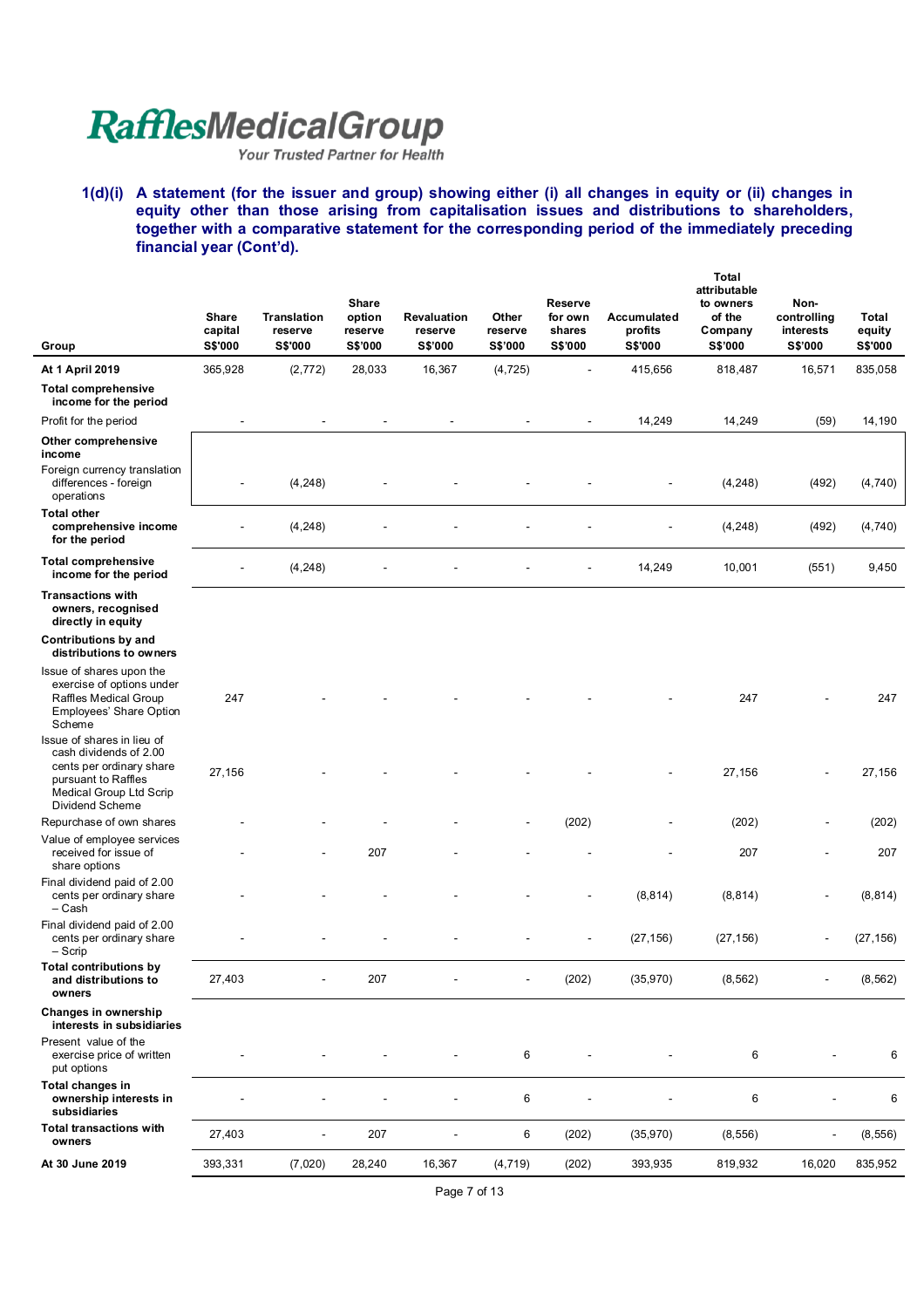**RafflesMedicalGroup**
*Your Trusted Partner for Health*

### 1(d)(i) A statement (for the issuer and group) showing either (i) all changes in equity or (ii) changes in equity other than those arising from capitalisation issues and distributions to shareholders, together with a comparative statement for the corresponding period of the immediately preceding financial year (Cont'd).

| Group | Share capital S$'000 | Translation reserve S$'000 | Share option reserve S$'000 | Revaluation reserve S$'000 | Other reserve S$'000 | Reserve for own shares S$'000 | Accumulated profits S$'000 | Total attributable to owners of the Company S$'000 | Non-controlling interests S$'000 | Total equity S$'000 |
|---|---|---|---|---|---|---|---|---|---|---|
| **At 1 April 2019** | 365,928 | (2,772) | 28,033 | 16,367 | (4,725) | - | 415,656 | 818,487 | 16,571 | 835,058 |
| **Total comprehensive income for the period** | | | | | | | | | | |
| Profit for the period | - | - | - | - | - | - | 14,249 | 14,249 | (59) | 14,190 |
| **Other comprehensive income** | | | | | | | | | | |
| Foreign currency translation differences - foreign operations | - | (4,248) | - | - | - | - | - | (4,248) | (492) | (4,740) |
| **Total other comprehensive income for the period** | - | (4,248) | - | - | - | - | - | (4,248) | (492) | (4,740) |
| **Total comprehensive income for the period** | - | (4,248) | - | - | - | - | 14,249 | 10,001 | (551) | 9,450 |
| **Transactions with owners, recognised directly in equity** | | | | | | | | | | |
| **Contributions by and distributions to owners** | | | | | | | | | | |
| Issue of shares upon the exercise of options under Raffles Medical Group Employees' Share Option Scheme | 247 | - | - | - | - | - | - | 247 | - | 247 |
| Issue of shares in lieu of cash dividends of 2.00 cents per ordinary share pursuant to Raffles Medical Group Ltd Scrip Dividend Scheme | 27,156 | - | - | - | - | - | - | 27,156 | - | 27,156 |
| Repurchase of own shares | - | - | - | - | - | (202) | - | (202) | - | (202) |
| Value of employee services received for issue of share options | - | - | 207 | - | - | - | - | 207 | - | 207 |
| Final dividend paid of 2.00 cents per ordinary share – Cash | - | - | - | - | - | - | (8,814) | (8,814) | - | (8,814) |
| Final dividend paid of 2.00 cents per ordinary share – Scrip | - | - | - | - | - | - | (27,156) | (27,156) | - | (27,156) |
| **Total contributions by and distributions to owners** | 27,403 | - | 207 | - | - | (202) | (35,970) | (8,562) | - | (8,562) |
| **Changes in ownership interests in subsidiaries** | | | | | | | | | | |
| Present value of the exercise price of written put options | - | - | - | - | 6 | - | - | 6 | - | 6 |
| **Total changes in ownership interests in subsidiaries** | - | - | - | - | 6 | - | - | 6 | - | 6 |
| **Total transactions with owners** | 27,403 | - | 207 | - | 6 | (202) | (35,970) | (8,556) | - | (8,556) |
| **At 30 June 2019** | 393,331 | (7,020) | 28,240 | 16,367 | (4,719) | (202) | 393,935 | 819,932 | 16,020 | 835,952 |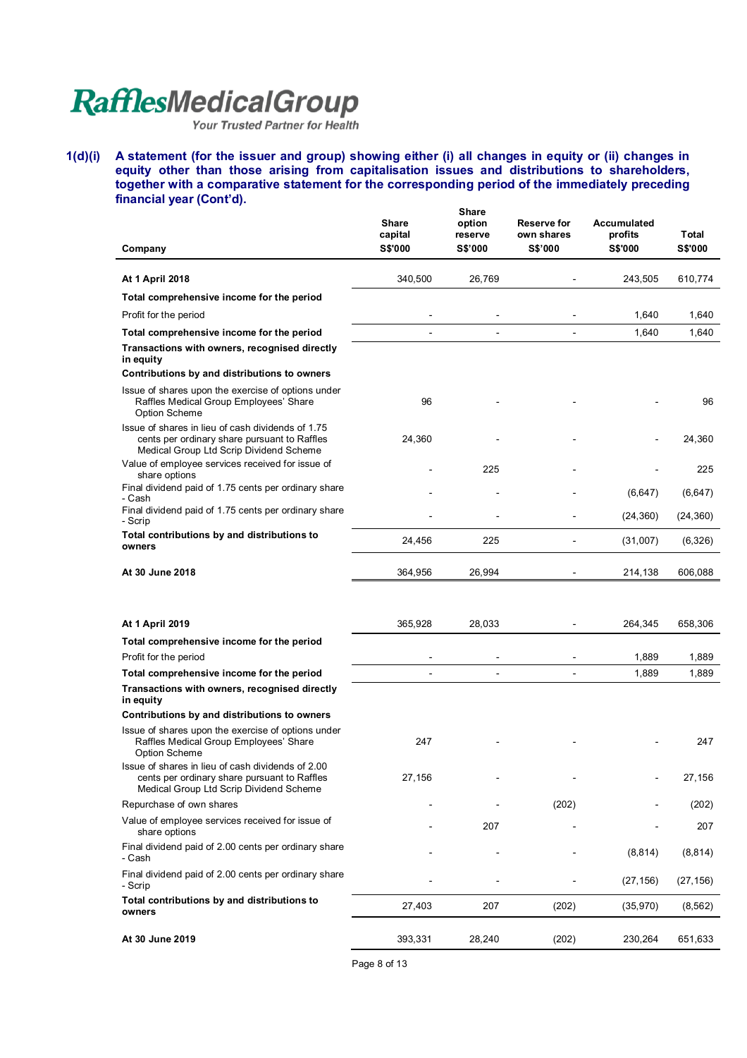RafflesMedicalGroup
*Your Trusted Partner for Health*

**1(d)(i) A statement (for the issuer and group) showing either (i) all changes in equity or (ii) changes in equity other than those arising from capitalisation issues and distributions to shareholders, together with a comparative statement for the corresponding period of the immediately preceding financial year (Cont'd).**

| Company | Share capital S$'000 | Share option reserve S$'000 | Reserve for own shares S$'000 | Accumulated profits S$'000 | Total S$'000 |
|---|---|---|---|---|---|
| **At 1 April 2018** | 340,500 | 26,769 | - | 243,505 | 610,774 |
| **Total comprehensive income for the period** | | | | | |
| Profit for the period | - | - | - | 1,640 | 1,640 |
| **Total comprehensive income for the period** | - | - | - | 1,640 | 1,640 |
| **Transactions with owners, recognised directly in equity** | | | | | |
| **Contributions by and distributions to owners** | | | | | |
| Issue of shares upon the exercise of options under Raffles Medical Group Employees' Share Option Scheme | 96 | - | - | - | 96 |
| Issue of shares in lieu of cash dividends of 1.75 cents per ordinary share pursuant to Raffles Medical Group Ltd Scrip Dividend Scheme | 24,360 | - | - | - | 24,360 |
| Value of employee services received for issue of share options | - | 225 | - | - | 225 |
| Final dividend paid of 1.75 cents per ordinary share - Cash | - | - | - | (6,647) | (6,647) |
| Final dividend paid of 1.75 cents per ordinary share - Scrip | - | - | - | (24,360) | (24,360) |
| **Total contributions by and distributions to owners** | 24,456 | 225 | - | (31,007) | (6,326) |
| **At 30 June 2018** | 364,956 | 26,994 | - | 214,138 | 606,088 |
| | | | | | |
| **At 1 April 2019** | 365,928 | 28,033 | - | 264,345 | 658,306 |
| **Total comprehensive income for the period** | | | | | |
| Profit for the period | - | - | - | 1,889 | 1,889 |
| **Total comprehensive income for the period** | - | - | - | 1,889 | 1,889 |
| **Transactions with owners, recognised directly in equity** | | | | | |
| **Contributions by and distributions to owners** | | | | | |
| Issue of shares upon the exercise of options under Raffles Medical Group Employees' Share Option Scheme | 247 | - | - | - | 247 |
| Issue of shares in lieu of cash dividends of 2.00 cents per ordinary share pursuant to Raffles Medical Group Ltd Scrip Dividend Scheme | 27,156 | - | - | - | 27,156 |
| Repurchase of own shares | - | - | (202) | - | (202) |
| Value of employee services received for issue of share options | - | 207 | - | - | 207 |
| Final dividend paid of 2.00 cents per ordinary share - Cash | - | - | - | (8,814) | (8,814) |
| Final dividend paid of 2.00 cents per ordinary share - Scrip | - | - | - | (27,156) | (27,156) |
| **Total contributions by and distributions to owners** | 27,403 | 207 | (202) | (35,970) | (8,562) |
| **At 30 June 2019** | 393,331 | 28,240 | (202) | 230,264 | 651,633 |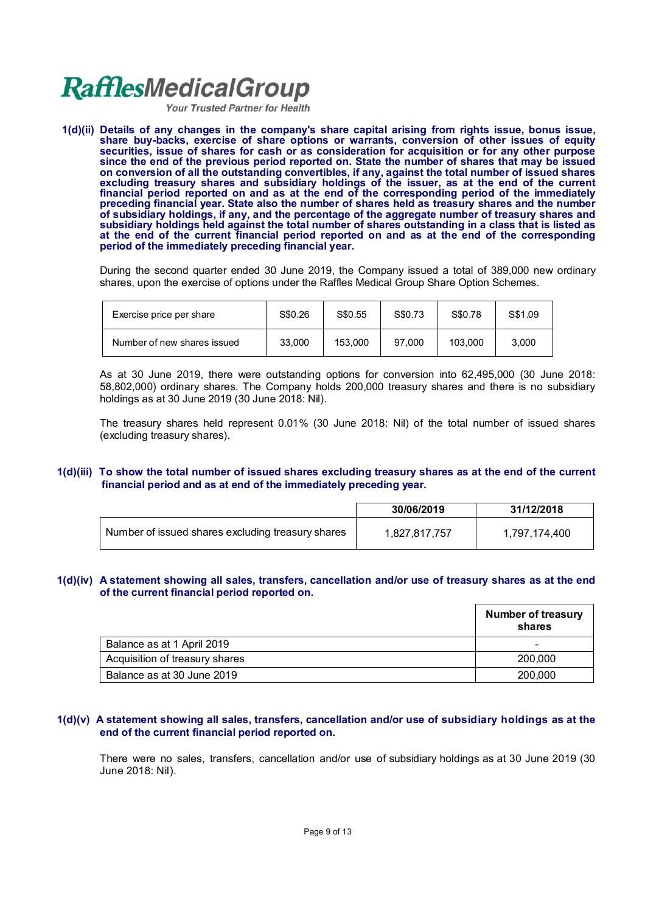**1(d)(ii) Details of any changes in the company's share capital arising from rights issue, bonus issue, share buy-backs, exercise of share options or warrants, conversion of other issues of equity securities, issue of shares for cash or as consideration for acquisition or for any other purpose since the end of the previous period reported on. State the number of shares that may be issued on conversion of all the outstanding convertibles, if any, against the total number of issued shares excluding treasury shares and subsidiary holdings of the issuer, as at the end of the current financial period reported on and as at the end of the corresponding period of the immediately preceding financial year. State also the number of shares held as treasury shares and the number of subsidiary holdings, if any, and the percentage of the aggregate number of treasury shares and subsidiary holdings held against the total number of shares outstanding in a class that is listed as at the end of the current financial period reported on and as at the end of the corresponding period of the immediately preceding financial year.**

During the second quarter ended 30 June 2019, the Company issued a total of 389,000 new ordinary shares, upon the exercise of options under the Raffles Medical Group Share Option Schemes.

| Exercise price per share | S$0.26 | S$0.55 | S$0.73 | S$0.78 | S$1.09 |
|---|---|---|---|---|---|
| Number of new shares issued | 33,000 | 153,000 | 97,000 | 103,000 | 3,000 |

As at 30 June 2019, there were outstanding options for conversion into 62,495,000 (30 June 2018: 58,802,000) ordinary shares. The Company holds 200,000 treasury shares and there is no subsidiary holdings as at 30 June 2019 (30 June 2018: Nil).

The treasury shares held represent 0.01% (30 June 2018: Nil) of the total number of issued shares (excluding treasury shares).

**1(d)(iii) To show the total number of issued shares excluding treasury shares as at the end of the current financial period and as at end of the immediately preceding year.**

| | 30/06/2019 | 31/12/2018 |
|---|---|---|
| Number of issued shares excluding treasury shares | 1,827,817,757 | 1,797,174,400 |

**1(d)(iv) A statement showing all sales, transfers, cancellation and/or use of treasury shares as at the end of the current financial period reported on.**

| | Number of treasury shares |
|---|---|
| Balance as at 1 April 2019 | - |
| Acquisition of treasury shares | 200,000 |
| Balance as at 30 June 2019 | 200,000 |

**1(d)(v) A statement showing all sales, transfers, cancellation and/or use of subsidiary holdings as at the end of the current financial period reported on.**

There were no sales, transfers, cancellation and/or use of subsidiary holdings as at 30 June 2019 (30 June 2018: Nil).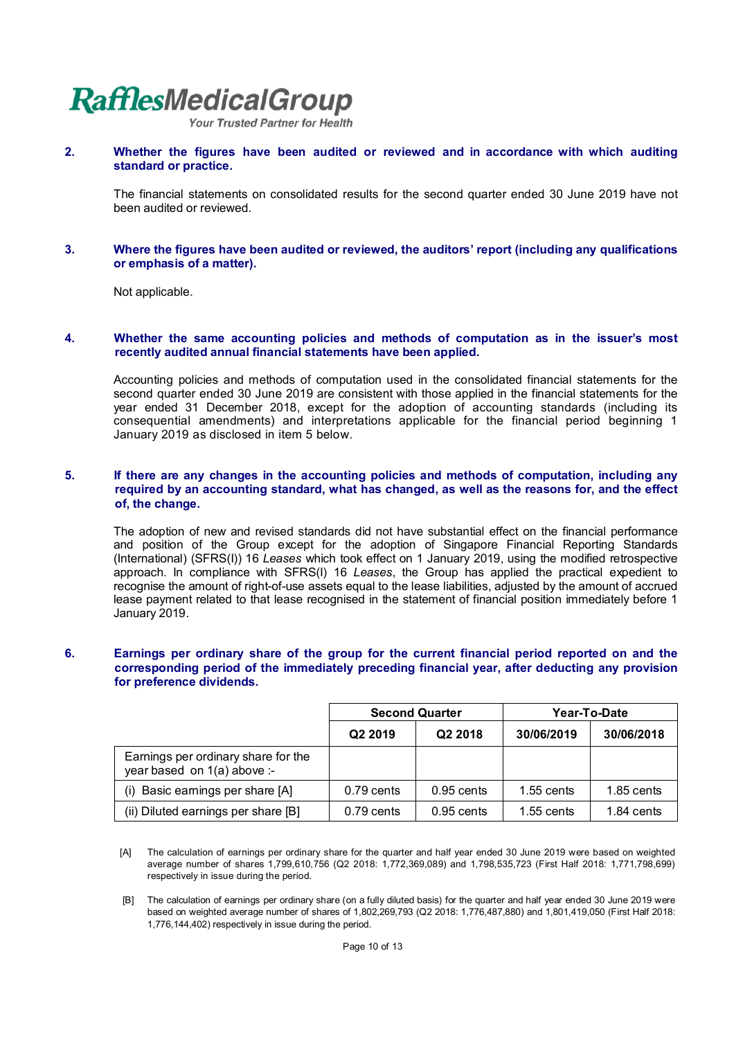**RafflesMedicalGroup**
*Your Trusted Partner for Health*

**2. Whether the figures have been audited or reviewed and in accordance with which auditing standard or practice.**

The financial statements on consolidated results for the second quarter ended 30 June 2019 have not been audited or reviewed.

**3. Where the figures have been audited or reviewed, the auditors' report (including any qualifications or emphasis of a matter).**

Not applicable.

**4. Whether the same accounting policies and methods of computation as in the issuer's most recently audited annual financial statements have been applied.**

Accounting policies and methods of computation used in the consolidated financial statements for the second quarter ended 30 June 2019 are consistent with those applied in the financial statements for the year ended 31 December 2018, except for the adoption of accounting standards (including its consequential amendments) and interpretations applicable for the financial period beginning 1 January 2019 as disclosed in item 5 below.

**5. If there are any changes in the accounting policies and methods of computation, including any required by an accounting standard, what has changed, as well as the reasons for, and the effect of, the change.**

The adoption of new and revised standards did not have substantial effect on the financial performance and position of the Group except for the adoption of Singapore Financial Reporting Standards (International) (SFRS(I)) 16 *Leases* which took effect on 1 January 2019, using the modified retrospective approach. In compliance with SFRS(I) 16 *Leases*, the Group has applied the practical expedient to recognise the amount of right-of-use assets equal to the lease liabilities, adjusted by the amount of accrued lease payment related to that lease recognised in the statement of financial position immediately before 1 January 2019.

**6. Earnings per ordinary share of the group for the current financial period reported on and the corresponding period of the immediately preceding financial year, after deducting any provision for preference dividends.**

| | Second Quarter | | Year-To-Date | |
|---|---|---|---|---|
| | Q2 2019 | Q2 2018 | 30/06/2019 | 30/06/2018 |
| Earnings per ordinary share for the year based on 1(a) above :- | | | | |
| (i) Basic earnings per share [A] | 0.79 cents | 0.95 cents | 1.55 cents | 1.85 cents |
| (ii) Diluted earnings per share [B] | 0.79 cents | 0.95 cents | 1.55 cents | 1.84 cents |

[A] The calculation of earnings per ordinary share for the quarter and half year ended 30 June 2019 were based on weighted average number of shares 1,799,610,756 (Q2 2018: 1,772,369,089) and 1,798,535,723 (First Half 2018: 1,771,798,699) respectively in issue during the period.

[B] The calculation of earnings per ordinary share (on a fully diluted basis) for the quarter and half year ended 30 June 2019 were based on weighted average number of shares of 1,802,269,793 (Q2 2018: 1,776,487,880) and 1,801,419,050 (First Half 2018: 1,776,144,402) respectively in issue during the period.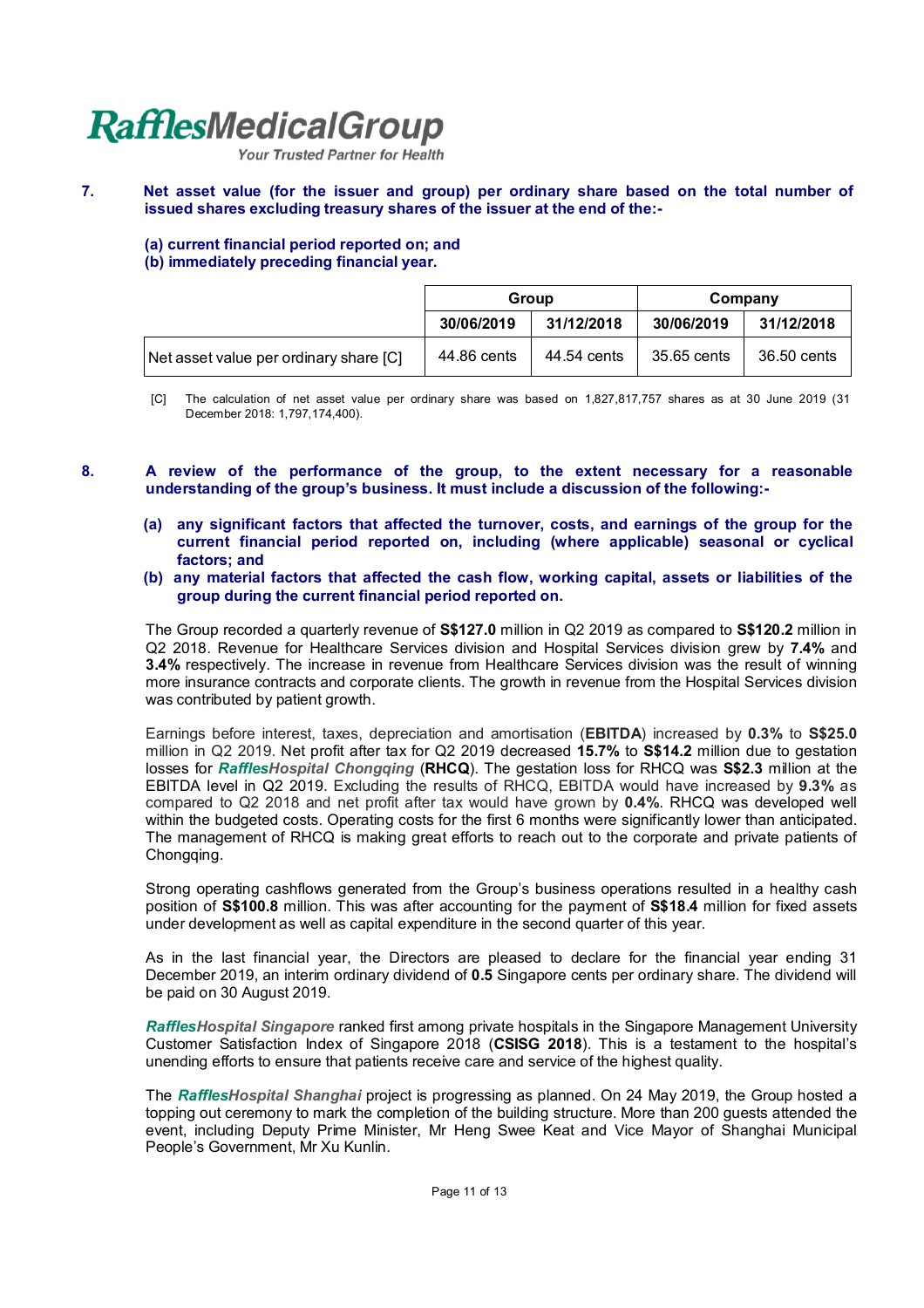**7. Net asset value (for the issuer and group) per ordinary share based on the total number of issued shares excluding treasury shares of the issuer at the end of the:-**

**(a) current financial period reported on; and**
**(b) immediately preceding financial year.**

| | Group | | Company | |
|---|---|---|---|---|
| | 30/06/2019 | 31/12/2018 | 30/06/2019 | 31/12/2018 |
| Net asset value per ordinary share [C] | 44.86 cents | 44.54 cents | 35.65 cents | 36.50 cents |

[C] The calculation of net asset value per ordinary share was based on 1,827,817,757 shares as at 30 June 2019 (31 December 2018: 1,797,174,400).

**8. A review of the performance of the group, to the extent necessary for a reasonable understanding of the group's business. It must include a discussion of the following:-**

**(a) any significant factors that affected the turnover, costs, and earnings of the group for the current financial period reported on, including (where applicable) seasonal or cyclical factors; and**
**(b) any material factors that affected the cash flow, working capital, assets or liabilities of the group during the current financial period reported on.**

The Group recorded a quarterly revenue of **S$127.0** million in Q2 2019 as compared to **S$120.2** million in Q2 2018. Revenue for Healthcare Services division and Hospital Services division grew by **7.4%** and **3.4%** respectively. The increase in revenue from Healthcare Services division was the result of winning more insurance contracts and corporate clients. The growth in revenue from the Hospital Services division was contributed by patient growth.

Earnings before interest, taxes, depreciation and amortisation (**EBITDA**) increased by **0.3%** to **S$25.0** million in Q2 2019. Net profit after tax for Q2 2019 decreased **15.7%** to **S$14.2** million due to gestation losses for ***RafflesHospital Chongqing*** (**RHCQ**). The gestation loss for RHCQ was **S$2.3** million at the EBITDA level in Q2 2019. Excluding the results of RHCQ, EBITDA would have increased by **9.3%** as compared to Q2 2018 and net profit after tax would have grown by **0.4%**. RHCQ was developed well within the budgeted costs. Operating costs for the first 6 months were significantly lower than anticipated. The management of RHCQ is making great efforts to reach out to the corporate and private patients of Chongqing.

Strong operating cashflows generated from the Group's business operations resulted in a healthy cash position of **S$100.8** million. This was after accounting for the payment of **S$18.4** million for fixed assets under development as well as capital expenditure in the second quarter of this year.

As in the last financial year, the Directors are pleased to declare for the financial year ending 31 December 2019, an interim ordinary dividend of **0.5** Singapore cents per ordinary share. The dividend will be paid on 30 August 2019.

***RafflesHospital Singapore*** ranked first among private hospitals in the Singapore Management University Customer Satisfaction Index of Singapore 2018 (**CSISG 2018**). This is a testament to the hospital's unending efforts to ensure that patients receive care and service of the highest quality.

The ***RafflesHospital Shanghai*** project is progressing as planned. On 24 May 2019, the Group hosted a topping out ceremony to mark the completion of the building structure. More than 200 guests attended the event, including Deputy Prime Minister, Mr Heng Swee Keat and Vice Mayor of Shanghai Municipal People's Government, Mr Xu Kunlin.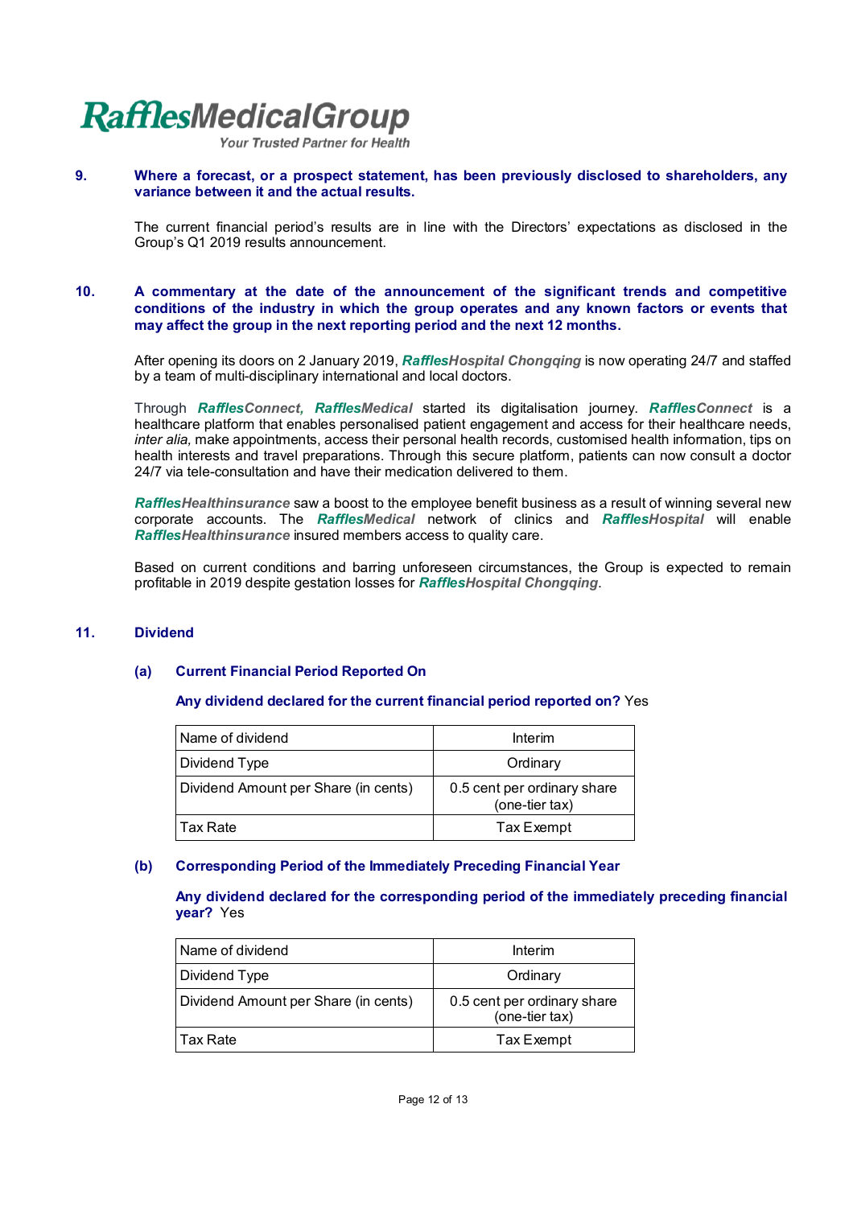**9. Where a forecast, or a prospect statement, has been previously disclosed to shareholders, any variance between it and the actual results.**

The current financial period's results are in line with the Directors' expectations as disclosed in the Group's Q1 2019 results announcement.

**10. A commentary at the date of the announcement of the significant trends and competitive conditions of the industry in which the group operates and any known factors or events that may affect the group in the next reporting period and the next 12 months.**

After opening its doors on 2 January 2019, ***RafflesHospital Chongqing*** is now operating 24/7 and staffed by a team of multi-disciplinary international and local doctors.

Through ***RafflesConnect***, ***RafflesMedical*** started its digitalisation journey. ***RafflesConnect*** is a healthcare platform that enables personalised patient engagement and access for their healthcare needs, *inter alia,* make appointments, access their personal health records, customised health information, tips on health interests and travel preparations. Through this secure platform, patients can now consult a doctor 24/7 via tele-consultation and have their medication delivered to them.

***RafflesHealthinsurance*** saw a boost to the employee benefit business as a result of winning several new corporate accounts. The ***RafflesMedical*** network of clinics and ***RafflesHospital*** will enable ***RafflesHealthinsurance*** insured members access to quality care.

Based on current conditions and barring unforeseen circumstances, the Group is expected to remain profitable in 2019 despite gestation losses for ***RafflesHospital Chongqing***.

**11. Dividend**

**(a) Current Financial Period Reported On**

**Any dividend declared for the current financial period reported on?** Yes

| Name of dividend | Interim |
|---|---|
| Dividend Type | Ordinary |
| Dividend Amount per Share (in cents) | 0.5 cent per ordinary share (one-tier tax) |
| Tax Rate | Tax Exempt |

**(b) Corresponding Period of the Immediately Preceding Financial Year**

**Any dividend declared for the corresponding period of the immediately preceding financial year?** Yes

| Name of dividend | Interim |
|---|---|
| Dividend Type | Ordinary |
| Dividend Amount per Share (in cents) | 0.5 cent per ordinary share (one-tier tax) |
| Tax Rate | Tax Exempt |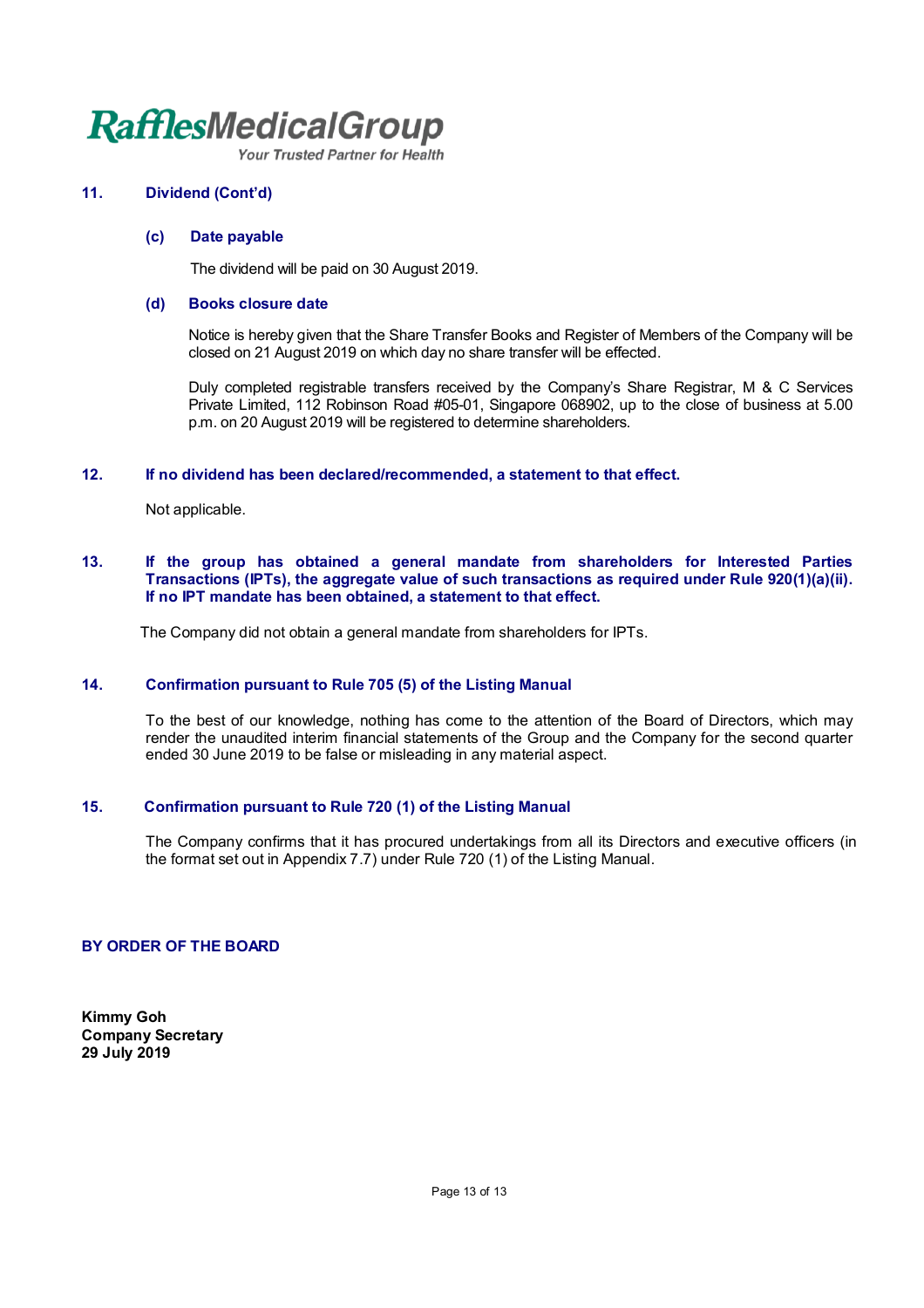**RafflesMedicalGroup**
*Your Trusted Partner for Health*

## 11. Dividend (Cont'd)

### (c) Date payable

The dividend will be paid on 30 August 2019.

### (d) Books closure date

Notice is hereby given that the Share Transfer Books and Register of Members of the Company will be closed on 21 August 2019 on which day no share transfer will be effected.

Duly completed registrable transfers received by the Company's Share Registrar, M & C Services Private Limited, 112 Robinson Road #05-01, Singapore 068902, up to the close of business at 5.00 p.m. on 20 August 2019 will be registered to determine shareholders.

## 12. If no dividend has been declared/recommended, a statement to that effect.

Not applicable.

## 13. If the group has obtained a general mandate from shareholders for Interested Parties Transactions (IPTs), the aggregate value of such transactions as required under Rule 920(1)(a)(ii). If no IPT mandate has been obtained, a statement to that effect.

The Company did not obtain a general mandate from shareholders for IPTs.

## 14. Confirmation pursuant to Rule 705 (5) of the Listing Manual

To the best of our knowledge, nothing has come to the attention of the Board of Directors, which may render the unaudited interim financial statements of the Group and the Company for the second quarter ended 30 June 2019 to be false or misleading in any material aspect.

## 15. Confirmation pursuant to Rule 720 (1) of the Listing Manual

The Company confirms that it has procured undertakings from all its Directors and executive officers (in the format set out in Appendix 7.7) under Rule 720 (1) of the Listing Manual.

**BY ORDER OF THE BOARD**

**Kimmy Goh**
**Company Secretary**
**29 July 2019**